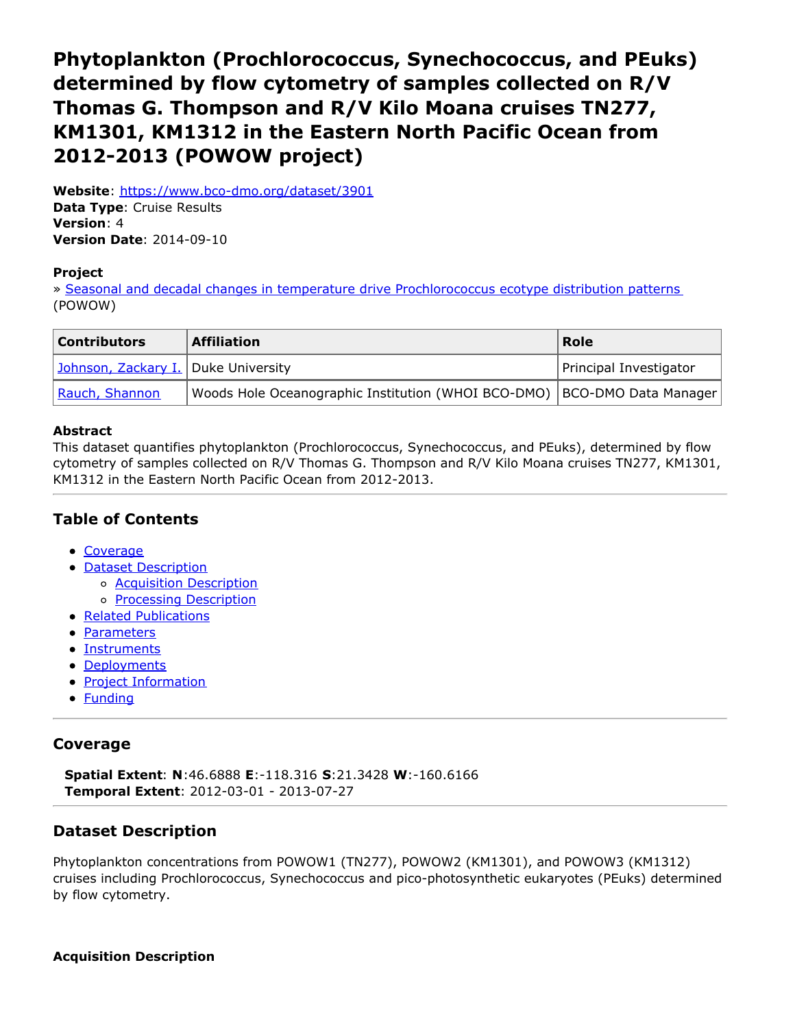# Phytoplankton (Prochlorococcus, Synechococcus, and PEuks) determined by flow cytometry of samples collected on R/V Thomas G. Thompson and R/V Kilo Moana cruises TN277, KM1301, KM1312 in the Eastern North Pacific Ocean from 2012-2013 (POWOW project)

**Website**: https://www.bco-dmo.org/dataset/3901
**Data Type**: Cruise Results
**Version**: 4
**Version Date**: 2014-09-10

### Project

» Seasonal and decadal changes in temperature drive Prochlorococcus ecotype distribution patterns (POWOW)

| Contributors | Affiliation | Role |
| --- | --- | --- |
| Johnson, Zackary I. | Duke University | Principal Investigator |
| Rauch, Shannon | Woods Hole Oceanographic Institution (WHOI BCO-DMO) | BCO-DMO Data Manager |

### Abstract

This dataset quantifies phytoplankton (Prochlorococcus, Synechococcus, and PEuks), determined by flow cytometry of samples collected on R/V Thomas G. Thompson and R/V Kilo Moana cruises TN277, KM1301, KM1312 in the Eastern North Pacific Ocean from 2012-2013.

## Table of Contents

- Coverage
- Dataset Description
  - Acquisition Description
  - Processing Description
- Related Publications
- Parameters
- Instruments
- Deployments
- Project Information
- Funding

## Coverage

**Spatial Extent**: **N**:46.6888 **E**:-118.316 **S**:21.3428 **W**:-160.6166
**Temporal Extent**: 2012-03-01 - 2013-07-27

## Dataset Description

Phytoplankton concentrations from POWOW1 (TN277), POWOW2 (KM1301), and POWOW3 (KM1312) cruises including Prochlorococcus, Synechococcus and pico-photosynthetic eukaryotes (PEuks) determined by flow cytometry.

#### Acquisition Description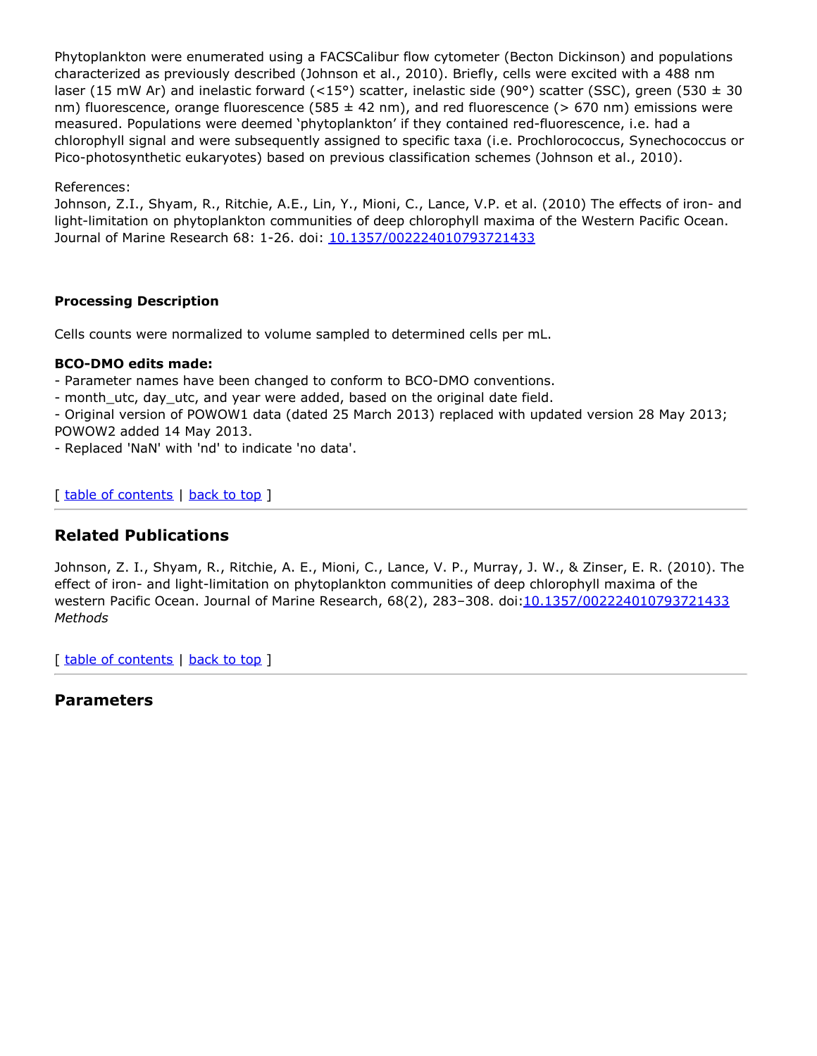Phytoplankton were enumerated using a FACSCalibur flow cytometer (Becton Dickinson) and populations characterized as previously described (Johnson et al., 2010). Briefly, cells were excited with a 488 nm laser (15 mW Ar) and inelastic forward (<15°) scatter, inelastic side (90°) scatter (SSC), green (530 ± 30 nm) fluorescence, orange fluorescence (585 ± 42 nm), and red fluorescence (> 670 nm) emissions were measured. Populations were deemed 'phytoplankton' if they contained red-fluorescence, i.e. had a chlorophyll signal and were subsequently assigned to specific taxa (i.e. Prochlorococcus, Synechococcus or Pico-photosynthetic eukaryotes) based on previous classification schemes (Johnson et al., 2010).

References:
Johnson, Z.I., Shyam, R., Ritchie, A.E., Lin, Y., Mioni, C., Lance, V.P. et al. (2010) The effects of iron- and light-limitation on phytoplankton communities of deep chlorophyll maxima of the Western Pacific Ocean. Journal of Marine Research 68: 1-26. doi: [10.1357/002224010793721433](10.1357/002224010793721433)

### Processing Description

Cells counts were normalized to volume sampled to determined cells per mL.

**BCO-DMO edits made:**
- Parameter names have been changed to conform to BCO-DMO conventions.
- month_utc, day_utc, and year were added, based on the original date field.
- Original version of POWOW1 data (dated 25 March 2013) replaced with updated version 28 May 2013; POWOW2 added 14 May 2013.
- Replaced 'NaN' with 'nd' to indicate 'no data'.

[ table of contents | back to top ]

## Related Publications

Johnson, Z. I., Shyam, R., Ritchie, A. E., Mioni, C., Lance, V. P., Murray, J. W., & Zinser, E. R. (2010). The effect of iron- and light-limitation on phytoplankton communities of deep chlorophyll maxima of the western Pacific Ocean. Journal of Marine Research, 68(2), 283–308. doi:[10.1357/002224010793721433](10.1357/002224010793721433)
*Methods*

[ table of contents | back to top ]

## Parameters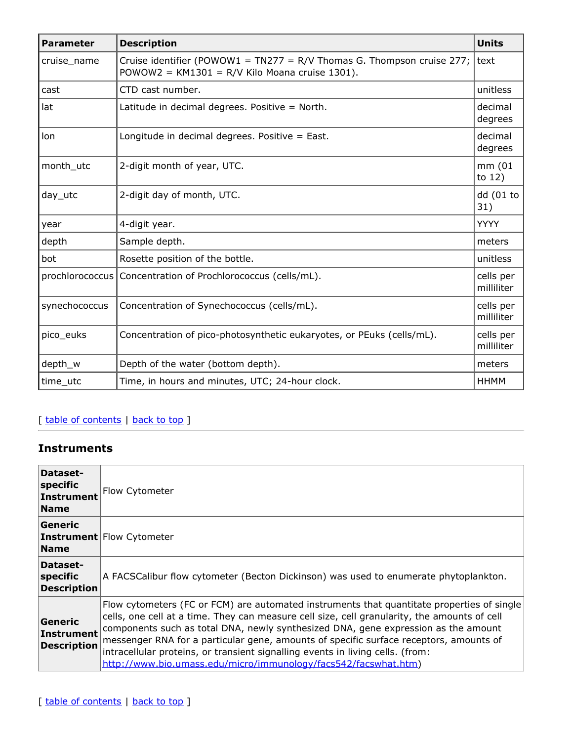| Parameter | Description | Units |
|---|---|---|
| cruise_name | Cruise identifier (POWOW1 = TN277 = R/V Thomas G. Thompson cruise 277; POWOW2 = KM1301 = R/V Kilo Moana cruise 1301). | text |
| cast | CTD cast number. | unitless |
| lat | Latitude in decimal degrees. Positive = North. | decimal degrees |
| lon | Longitude in decimal degrees. Positive = East. | decimal degrees |
| month_utc | 2-digit month of year, UTC. | mm (01 to 12) |
| day_utc | 2-digit day of month, UTC. | dd (01 to 31) |
| year | 4-digit year. | YYYY |
| depth | Sample depth. | meters |
| bot | Rosette position of the bottle. | unitless |
| prochlorococcus | Concentration of Prochlorococcus (cells/mL). | cells per milliliter |
| synechococcus | Concentration of Synechococcus (cells/mL). | cells per milliliter |
| pico_euks | Concentration of pico-photosynthetic eukaryotes, or PEuks (cells/mL). | cells per milliliter |
| depth_w | Depth of the water (bottom depth). | meters |
| time_utc | Time, in hours and minutes, UTC; 24-hour clock. | HHMM |

[ table of contents | back to top ]

## Instruments

| | |
|---|---|
| **Dataset-specific Instrument Name** | Flow Cytometer |
| **Generic Instrument Name** | Flow Cytometer |
| **Dataset-specific Description** | A FACSCalibur flow cytometer (Becton Dickinson) was used to enumerate phytoplankton. |
| **Generic Instrument Description** | Flow cytometers (FC or FCM) are automated instruments that quantitate properties of single cells, one cell at a time. They can measure cell size, cell granularity, the amounts of cell components such as total DNA, newly synthesized DNA, gene expression as the amount messenger RNA for a particular gene, amounts of specific surface receptors, amounts of intracellular proteins, or transient signalling events in living cells. (from: http://www.bio.umass.edu/micro/immunology/facs542/facswhat.htm) |

[ table of contents | back to top ]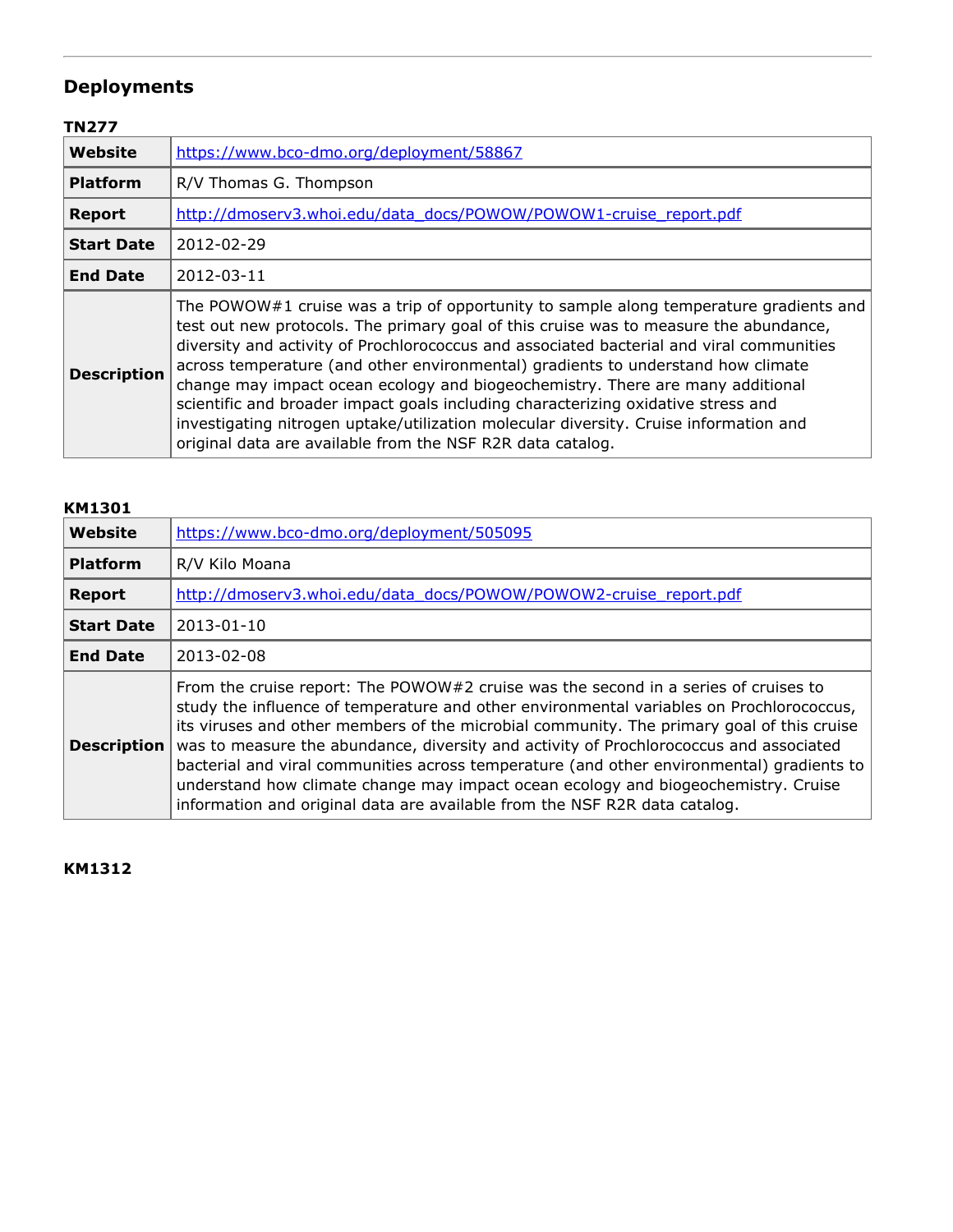## Deployments

### TN277

| | |
|---|---|
| **Website** | https://www.bco-dmo.org/deployment/58867 |
| **Platform** | R/V Thomas G. Thompson |
| **Report** | http://dmoserv3.whoi.edu/data_docs/POWOW/POWOW1-cruise_report.pdf |
| **Start Date** | 2012-02-29 |
| **End Date** | 2012-03-11 |
| **Description** | The POWOW#1 cruise was a trip of opportunity to sample along temperature gradients and test out new protocols. The primary goal of this cruise was to measure the abundance, diversity and activity of Prochlorococcus and associated bacterial and viral communities across temperature (and other environmental) gradients to understand how climate change may impact ocean ecology and biogeochemistry. There are many additional scientific and broader impact goals including characterizing oxidative stress and investigating nitrogen uptake/utilization molecular diversity. Cruise information and original data are available from the NSF R2R data catalog. |

### KM1301

| | |
|---|---|
| **Website** | https://www.bco-dmo.org/deployment/505095 |
| **Platform** | R/V Kilo Moana |
| **Report** | http://dmoserv3.whoi.edu/data_docs/POWOW/POWOW2-cruise_report.pdf |
| **Start Date** | 2013-01-10 |
| **End Date** | 2013-02-08 |
| **Description** | From the cruise report: The POWOW#2 cruise was the second in a series of cruises to study the influence of temperature and other environmental variables on Prochlorococcus, its viruses and other members of the microbial community. The primary goal of this cruise was to measure the abundance, diversity and activity of Prochlorococcus and associated bacterial and viral communities across temperature (and other environmental) gradients to understand how climate change may impact ocean ecology and biogeochemistry. Cruise information and original data are available from the NSF R2R data catalog. |

### KM1312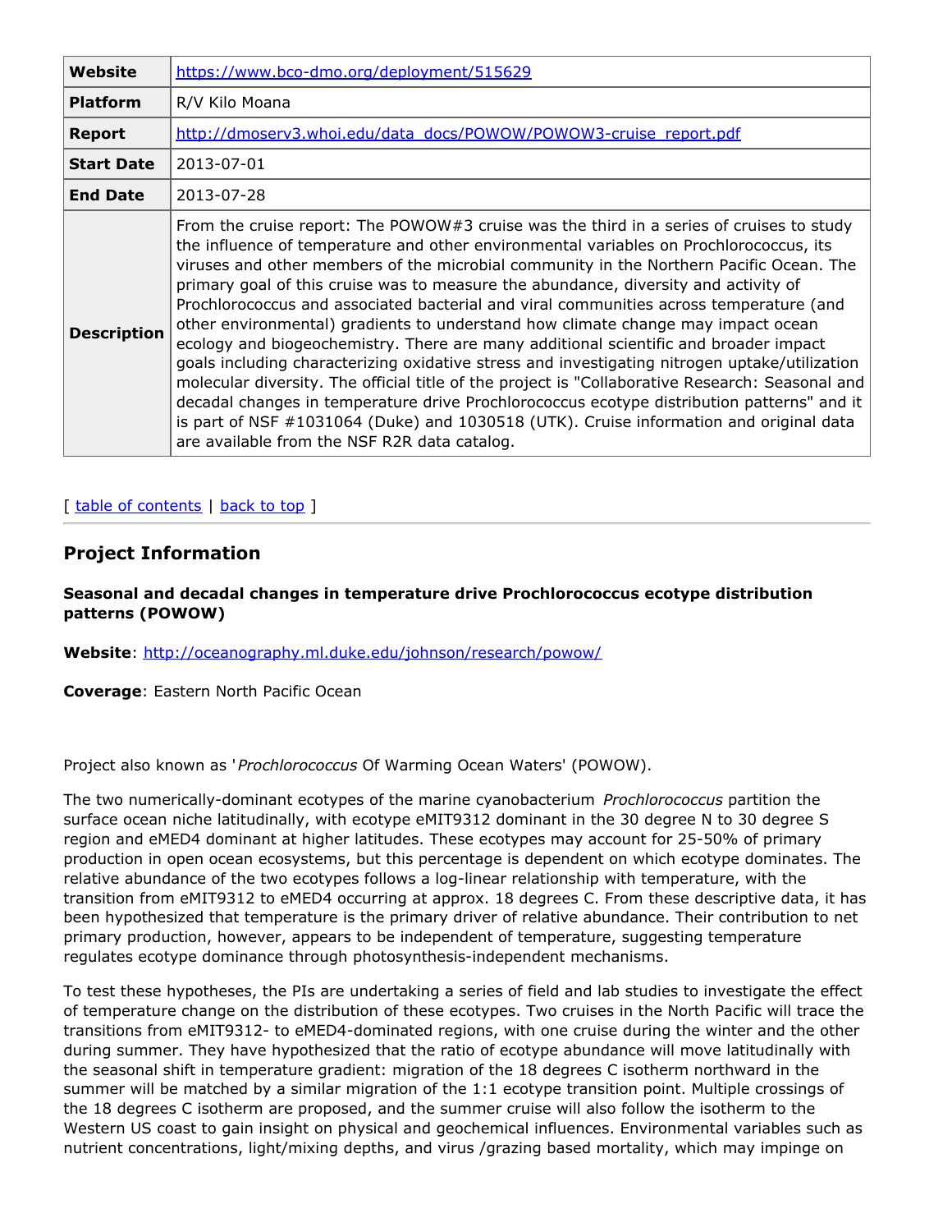| | |
|---|---|
| **Website** | https://www.bco-dmo.org/deployment/515629 |
| **Platform** | R/V Kilo Moana |
| **Report** | http://dmoserv3.whoi.edu/data_docs/POWOW/POWOW3-cruise_report.pdf |
| **Start Date** | 2013-07-01 |
| **End Date** | 2013-07-28 |
| **Description** | From the cruise report: The POWOW#3 cruise was the third in a series of cruises to study the influence of temperature and other environmental variables on Prochlorococcus, its viruses and other members of the microbial community in the Northern Pacific Ocean. The primary goal of this cruise was to measure the abundance, diversity and activity of Prochlorococcus and associated bacterial and viral communities across temperature (and other environmental) gradients to understand how climate change may impact ocean ecology and biogeochemistry. There are many additional scientific and broader impact goals including characterizing oxidative stress and investigating nitrogen uptake/utilization molecular diversity. The official title of the project is "Collaborative Research: Seasonal and decadal changes in temperature drive Prochlorococcus ecotype distribution patterns" and it is part of NSF #1031064 (Duke) and 1030518 (UTK). Cruise information and original data are available from the NSF R2R data catalog. |

[ table of contents | back to top ]

## Project Information

**Seasonal and decadal changes in temperature drive Prochlorococcus ecotype distribution patterns (POWOW)**

**Website**: http://oceanography.ml.duke.edu/johnson/research/powow/

**Coverage**: Eastern North Pacific Ocean

Project also known as '*Prochlorococcus* Of Warming Ocean Waters' (POWOW).

The two numerically-dominant ecotypes of the marine cyanobacterium *Prochlorococcus* partition the surface ocean niche latitudinally, with ecotype eMIT9312 dominant in the 30 degree N to 30 degree S region and eMED4 dominant at higher latitudes. These ecotypes may account for 25-50% of primary production in open ocean ecosystems, but this percentage is dependent on which ecotype dominates. The relative abundance of the two ecotypes follows a log-linear relationship with temperature, with the transition from eMIT9312 to eMED4 occurring at approx. 18 degrees C. From these descriptive data, it has been hypothesized that temperature is the primary driver of relative abundance. Their contribution to net primary production, however, appears to be independent of temperature, suggesting temperature regulates ecotype dominance through photosynthesis-independent mechanisms.

To test these hypotheses, the PIs are undertaking a series of field and lab studies to investigate the effect of temperature change on the distribution of these ecotypes. Two cruises in the North Pacific will trace the transitions from eMIT9312- to eMED4-dominated regions, with one cruise during the winter and the other during summer. They have hypothesized that the ratio of ecotype abundance will move latitudinally with the seasonal shift in temperature gradient: migration of the 18 degrees C isotherm northward in the summer will be matched by a similar migration of the 1:1 ecotype transition point. Multiple crossings of the 18 degrees C isotherm are proposed, and the summer cruise will also follow the isotherm to the Western US coast to gain insight on physical and geochemical influences. Environmental variables such as nutrient concentrations, light/mixing depths, and virus /grazing based mortality, which may impinge on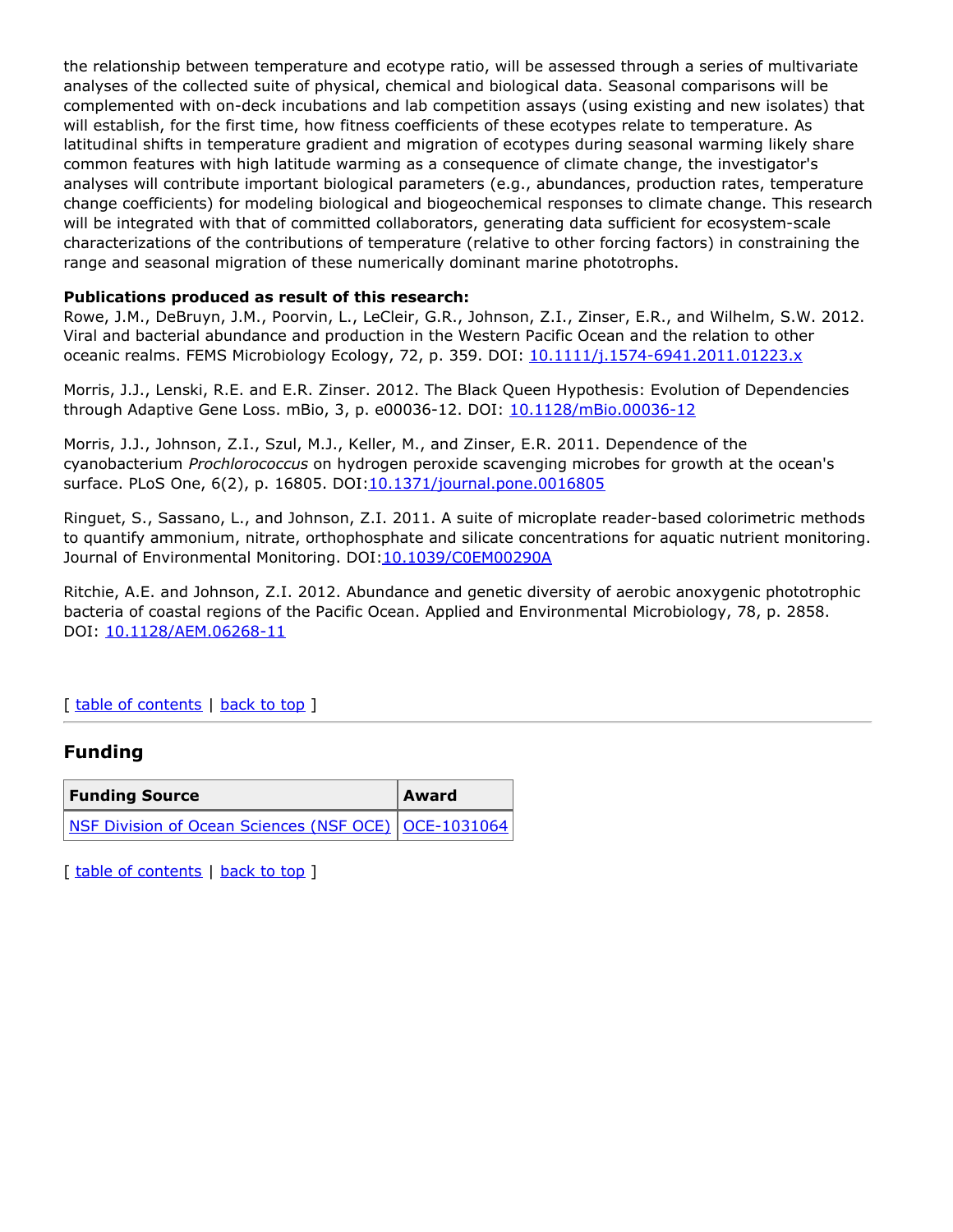the relationship between temperature and ecotype ratio, will be assessed through a series of multivariate analyses of the collected suite of physical, chemical and biological data. Seasonal comparisons will be complemented with on-deck incubations and lab competition assays (using existing and new isolates) that will establish, for the first time, how fitness coefficients of these ecotypes relate to temperature. As latitudinal shifts in temperature gradient and migration of ecotypes during seasonal warming likely share common features with high latitude warming as a consequence of climate change, the investigator's analyses will contribute important biological parameters (e.g., abundances, production rates, temperature change coefficients) for modeling biological and biogeochemical responses to climate change. This research will be integrated with that of committed collaborators, generating data sufficient for ecosystem-scale characterizations of the contributions of temperature (relative to other forcing factors) in constraining the range and seasonal migration of these numerically dominant marine phototrophs.

**Publications produced as result of this research:**
Rowe, J.M., DeBruyn, J.M., Poorvin, L., LeCleir, G.R., Johnson, Z.I., Zinser, E.R., and Wilhelm, S.W. 2012. Viral and bacterial abundance and production in the Western Pacific Ocean and the relation to other oceanic realms. FEMS Microbiology Ecology, 72, p. 359. DOI: [10.1111/j.1574-6941.2011.01223.x](https://doi.org/10.1111/j.1574-6941.2011.01223.x)

Morris, J.J., Lenski, R.E. and E.R. Zinser. 2012. The Black Queen Hypothesis: Evolution of Dependencies through Adaptive Gene Loss. mBio, 3, p. e00036-12. DOI: [10.1128/mBio.00036-12](https://doi.org/10.1128/mBio.00036-12)

Morris, J.J., Johnson, Z.I., Szul, M.J., Keller, M., and Zinser, E.R. 2011. Dependence of the cyanobacterium *Prochlorococcus* on hydrogen peroxide scavenging microbes for growth at the ocean's surface. PLoS One, 6(2), p. 16805. DOI:[10.1371/journal.pone.0016805](https://doi.org/10.1371/journal.pone.0016805)

Ringuet, S., Sassano, L., and Johnson, Z.I. 2011. A suite of microplate reader-based colorimetric methods to quantify ammonium, nitrate, orthophosphate and silicate concentrations for aquatic nutrient monitoring. Journal of Environmental Monitoring. DOI:[10.1039/C0EM00290A](https://doi.org/10.1039/C0EM00290A)

Ritchie, A.E. and Johnson, Z.I. 2012. Abundance and genetic diversity of aerobic anoxygenic phototrophic bacteria of coastal regions of the Pacific Ocean. Applied and Environmental Microbiology, 78, p. 2858. DOI: [10.1128/AEM.06268-11](https://doi.org/10.1128/AEM.06268-11)

[ table of contents | back to top ]

## Funding

| Funding Source | Award |
|---|---|
| NSF Division of Ocean Sciences (NSF OCE) | OCE-1031064 |

[ table of contents | back to top ]